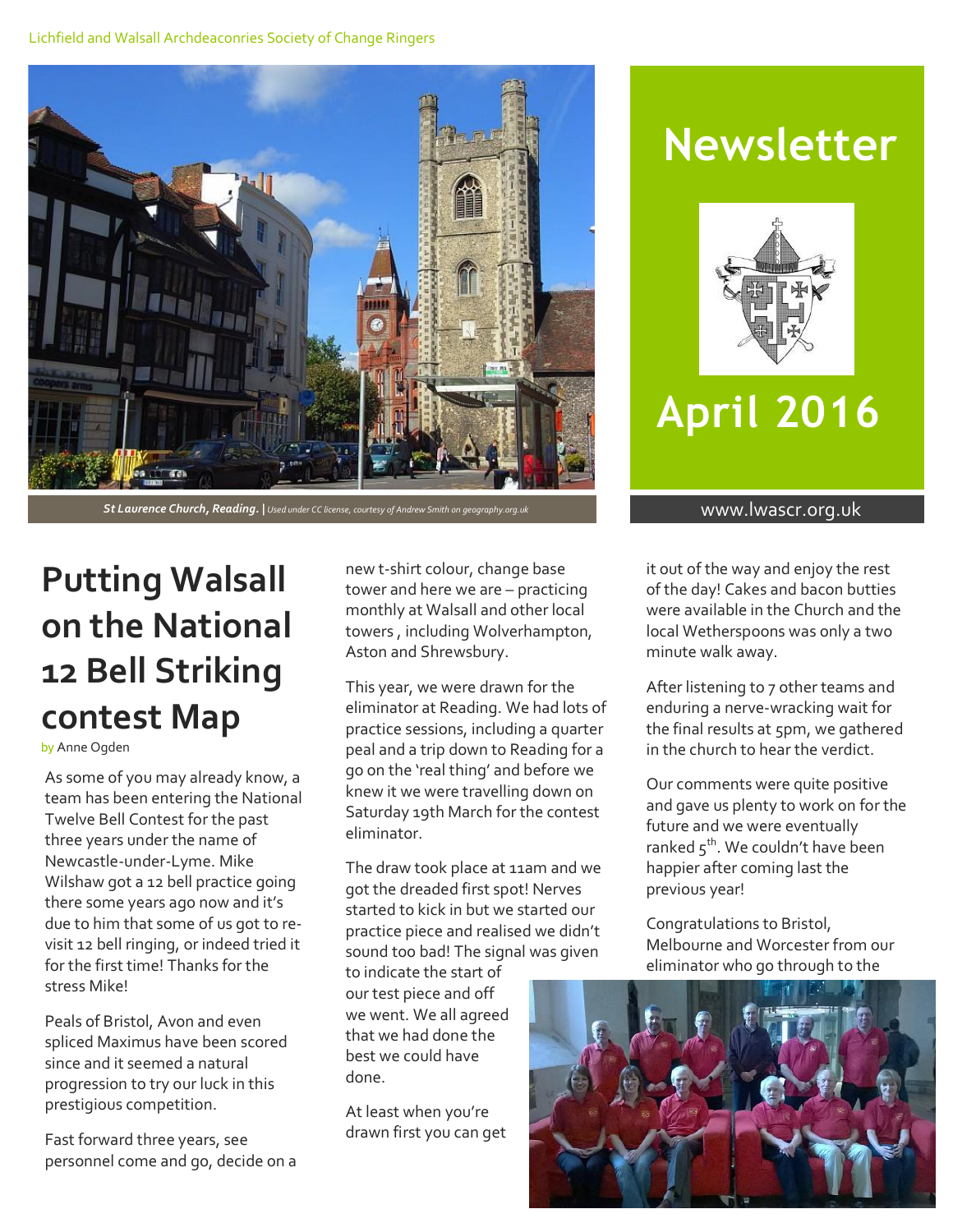Lichfield and Walsall Archdeaconries Society of Change Ringers

**St Laurence Church, Reading.** | *Used under CC license, courtesy of Andrew Smith on geography.org.uk*

# Newsletter

# April 2016

www.lwascr.org.uk

## Putting Walsall on the National 12 Bell Striking contest Map

by Anne Ogden

As some of you may already know, a team has been entering the National Twelve Bell Contest for the past three years under the name of Newcastle-under-Lyme. Mike Wilshaw got a 12 bell practice going there some years ago now and it's due to him that some of us got to re-visit 12 bell ringing, or indeed tried it for the first time! Thanks for the stress Mike!

Peals of Bristol, Avon and even spliced Maximus have been scored since and it seemed a natural progression to try our luck in this prestigious competition.

Fast forward three years, see personnel come and go, decide on a new t-shirt colour, change base tower and here we are – practicing monthly at Walsall and other local towers , including Wolverhampton, Aston and Shrewsbury.

This year, we were drawn for the eliminator at Reading. We had lots of practice sessions, including a quarter peal and a trip down to Reading for a go on the 'real thing' and before we knew it we were travelling down on Saturday 19th March for the contest eliminator.

The draw took place at 11am and we got the dreaded first spot! Nerves started to kick in but we started our practice piece and realised we didn't sound too bad! The signal was given to indicate the start of our test piece and off we went. We all agreed that we had done the best we could have done.

At least when you're drawn first you can get it out of the way and enjoy the rest of the day! Cakes and bacon butties were available in the Church and the local Wetherspoons was only a two minute walk away.

After listening to 7 other teams and enduring a nerve-wracking wait for the final results at 5pm, we gathered in the church to hear the verdict.

Our comments were quite positive and gave us plenty to work on for the future and we were eventually ranked 5th. We couldn't have been happier after coming last the previous year!

Congratulations to Bristol, Melbourne and Worcester from our eliminator who go through to the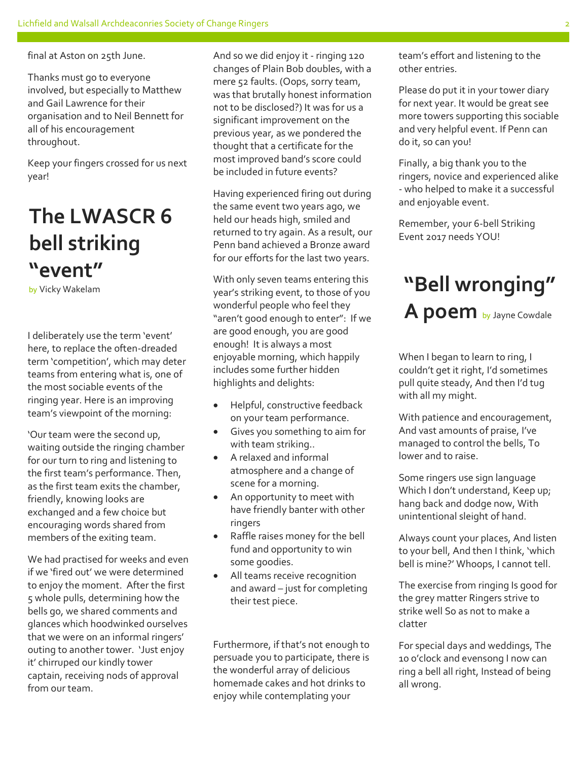final at Aston on 25th June.

Thanks must go to everyone involved, but especially to Matthew and Gail Lawrence for their organisation and to Neil Bennett for all of his encouragement throughout.

Keep your fingers crossed for us next year!

# The LWASCR 6 bell striking "event"

by Vicky Wakelam

I deliberately use the term 'event' here, to replace the often-dreaded term 'competition', which may deter teams from entering what is, one of the most sociable events of the ringing year. Here is an improving team's viewpoint of the morning:

'Our team were the second up, waiting outside the ringing chamber for our turn to ring and listening to the first team's performance. Then, as the first team exits the chamber, friendly, knowing looks are exchanged and a few choice but encouraging words shared from members of the exiting team.

We had practised for weeks and even if we 'fired out' we were determined to enjoy the moment. After the first 5 whole pulls, determining how the bells go, we shared comments and glances which hoodwinked ourselves that we were on an informal ringers' outing to another tower. 'Just enjoy it' chirruped our kindly tower captain, receiving nods of approval from our team.

And so we did enjoy it - ringing 120 changes of Plain Bob doubles, with a mere 52 faults. (Oops, sorry team, was that brutally honest information not to be disclosed?) It was for us a significant improvement on the previous year, as we pondered the thought that a certificate for the most improved band's score could be included in future events?

Having experienced firing out during the same event two years ago, we held our heads high, smiled and returned to try again. As a result, our Penn band achieved a Bronze award for our efforts for the last two years.

With only seven teams entering this year's striking event, to those of you wonderful people who feel they "aren't good enough to enter": If we are good enough, you are good enough! It is always a most enjoyable morning, which happily includes some further hidden highlights and delights:

- Helpful, constructive feedback on your team performance.
- Gives you something to aim for with team striking..
- A relaxed and informal atmosphere and a change of scene for a morning.
- An opportunity to meet with have friendly banter with other ringers
- Raffle raises money for the bell fund and opportunity to win some goodies.
- All teams receive recognition and award – just for completing their test piece.

Furthermore, if that's not enough to persuade you to participate, there is the wonderful array of delicious homemade cakes and hot drinks to enjoy while contemplating your team's effort and listening to the other entries.

Please do put it in your tower diary for next year. It would be great see more towers supporting this sociable and very helpful event. If Penn can do it, so can you!

Finally, a big thank you to the ringers, novice and experienced alike - who helped to make it a successful and enjoyable event.

Remember, your 6-bell Striking Event 2017 needs YOU!

# "Bell wronging" A poem

by Jayne Cowdale

When I began to learn to ring, I couldn't get it right, I'd sometimes pull quite steady, And then I'd tug with all my might.

With patience and encouragement, And vast amounts of praise, I've managed to control the bells, To lower and to raise.

Some ringers use sign language Which I don't understand, Keep up; hang back and dodge now, With unintentional sleight of hand.

Always count your places, And listen to your bell, And then I think, 'which bell is mine?' Whoops, I cannot tell.

The exercise from ringing Is good for the grey matter Ringers strive to strike well So as not to make a clatter

For special days and weddings, The 10 o'clock and evensong I now can ring a bell all right, Instead of being all wrong.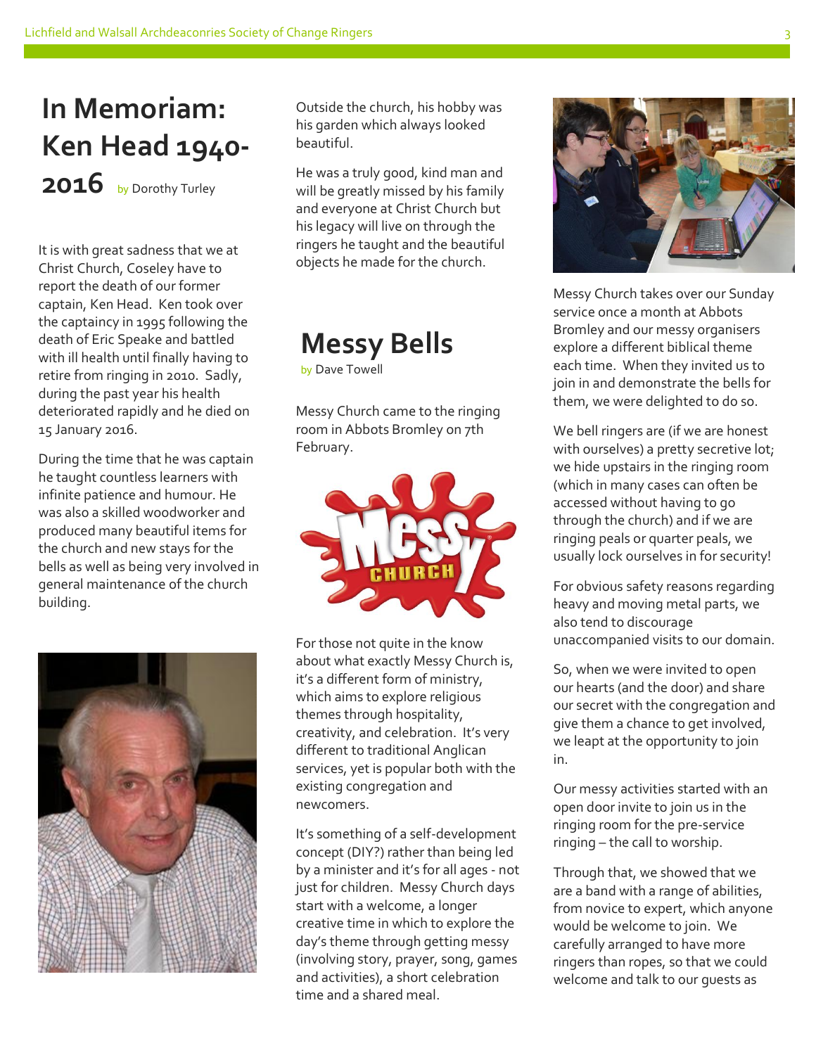# In Memoriam: Ken Head 1940-2016

by Dorothy Turley

It is with great sadness that we at Christ Church, Coseley have to report the death of our former captain, Ken Head. Ken took over the captaincy in 1995 following the death of Eric Speake and battled with ill health until finally having to retire from ringing in 2010. Sadly, during the past year his health deteriorated rapidly and he died on 15 January 2016.

During the time that he was captain he taught countless learners with infinite patience and humour. He was also a skilled woodworker and produced many beautiful items for the church and new stays for the bells as well as being very involved in general maintenance of the church building.

Outside the church, his hobby was his garden which always looked beautiful.

He was a truly good, kind man and will be greatly missed by his family and everyone at Christ Church but his legacy will live on through the ringers he taught and the beautiful objects he made for the church.

# Messy Bells

by Dave Towell

Messy Church came to the ringing room in Abbots Bromley on 7th February.

For those not quite in the know about what exactly Messy Church is, it's a different form of ministry, which aims to explore religious themes through hospitality, creativity, and celebration. It's very different to traditional Anglican services, yet is popular both with the existing congregation and newcomers.

It's something of a self-development concept (DIY?) rather than being led by a minister and it's for all ages - not just for children. Messy Church days start with a welcome, a longer creative time in which to explore the day's theme through getting messy (involving story, prayer, song, games and activities), a short celebration time and a shared meal.

Messy Church takes over our Sunday service once a month at Abbots Bromley and our messy organisers explore a different biblical theme each time. When they invited us to join in and demonstrate the bells for them, we were delighted to do so.

We bell ringers are (if we are honest with ourselves) a pretty secretive lot; we hide upstairs in the ringing room (which in many cases can often be accessed without having to go through the church) and if we are ringing peals or quarter peals, we usually lock ourselves in for security!

For obvious safety reasons regarding heavy and moving metal parts, we also tend to discourage unaccompanied visits to our domain.

So, when we were invited to open our hearts (and the door) and share our secret with the congregation and give them a chance to get involved, we leapt at the opportunity to join in.

Our messy activities started with an open door invite to join us in the ringing room for the pre-service ringing – the call to worship.

Through that, we showed that we are a band with a range of abilities, from novice to expert, which anyone would be welcome to join. We carefully arranged to have more ringers than ropes, so that we could welcome and talk to our guests as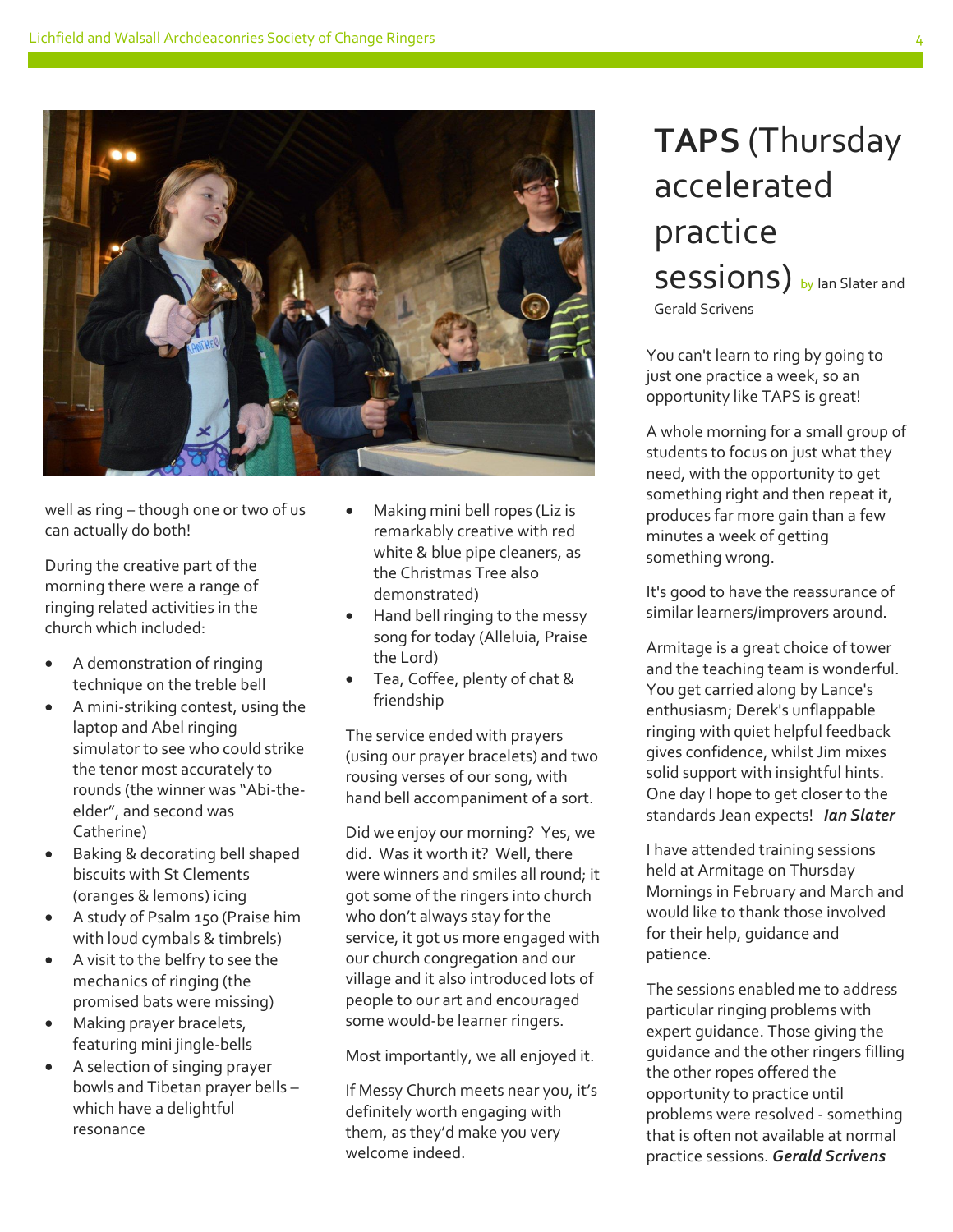well as ring – though one or two of us can actually do both!

During the creative part of the morning there were a range of ringing related activities in the church which included:

- A demonstration of ringing technique on the treble bell
- A mini-striking contest, using the laptop and Abel ringing simulator to see who could strike the tenor most accurately to rounds (the winner was "Abi-the-elder", and second was Catherine)
- Baking & decorating bell shaped biscuits with St Clements (oranges & lemons) icing
- A study of Psalm 150 (Praise him with loud cymbals & timbrels)
- A visit to the belfry to see the mechanics of ringing (the promised bats were missing)
- Making prayer bracelets, featuring mini jingle-bells
- A selection of singing prayer bowls and Tibetan prayer bells – which have a delightful resonance
- Making mini bell ropes (Liz is remarkably creative with red white & blue pipe cleaners, as the Christmas Tree also demonstrated)
- Hand bell ringing to the messy song for today (Alleluia, Praise the Lord)
- Tea, Coffee, plenty of chat & friendship

The service ended with prayers (using our prayer bracelets) and two rousing verses of our song, with hand bell accompaniment of a sort.

Did we enjoy our morning? Yes, we did. Was it worth it? Well, there were winners and smiles all round; it got some of the ringers into church who don't always stay for the service, it got us more engaged with our church congregation and our village and it also introduced lots of people to our art and encouraged some would-be learner ringers.

Most importantly, we all enjoyed it.

If Messy Church meets near you, it's definitely worth engaging with them, as they'd make you very welcome indeed.

# **TAPS** (Thursday accelerated practice sessions) by Ian Slater and Gerald Scrivens

You can't learn to ring by going to just one practice a week, so an opportunity like TAPS is great!

A whole morning for a small group of students to focus on just what they need, with the opportunity to get something right and then repeat it, produces far more gain than a few minutes a week of getting something wrong.

It's good to have the reassurance of similar learners/improvers around.

Armitage is a great choice of tower and the teaching team is wonderful. You get carried along by Lance's enthusiasm; Derek's unflappable ringing with quiet helpful feedback gives confidence, whilst Jim mixes solid support with insightful hints. One day I hope to get closer to the standards Jean expects! ***Ian Slater***

I have attended training sessions held at Armitage on Thursday Mornings in February and March and would like to thank those involved for their help, guidance and patience.

The sessions enabled me to address particular ringing problems with expert guidance. Those giving the guidance and the other ringers filling the other ropes offered the opportunity to practice until problems were resolved - something that is often not available at normal practice sessions. ***Gerald Scrivens***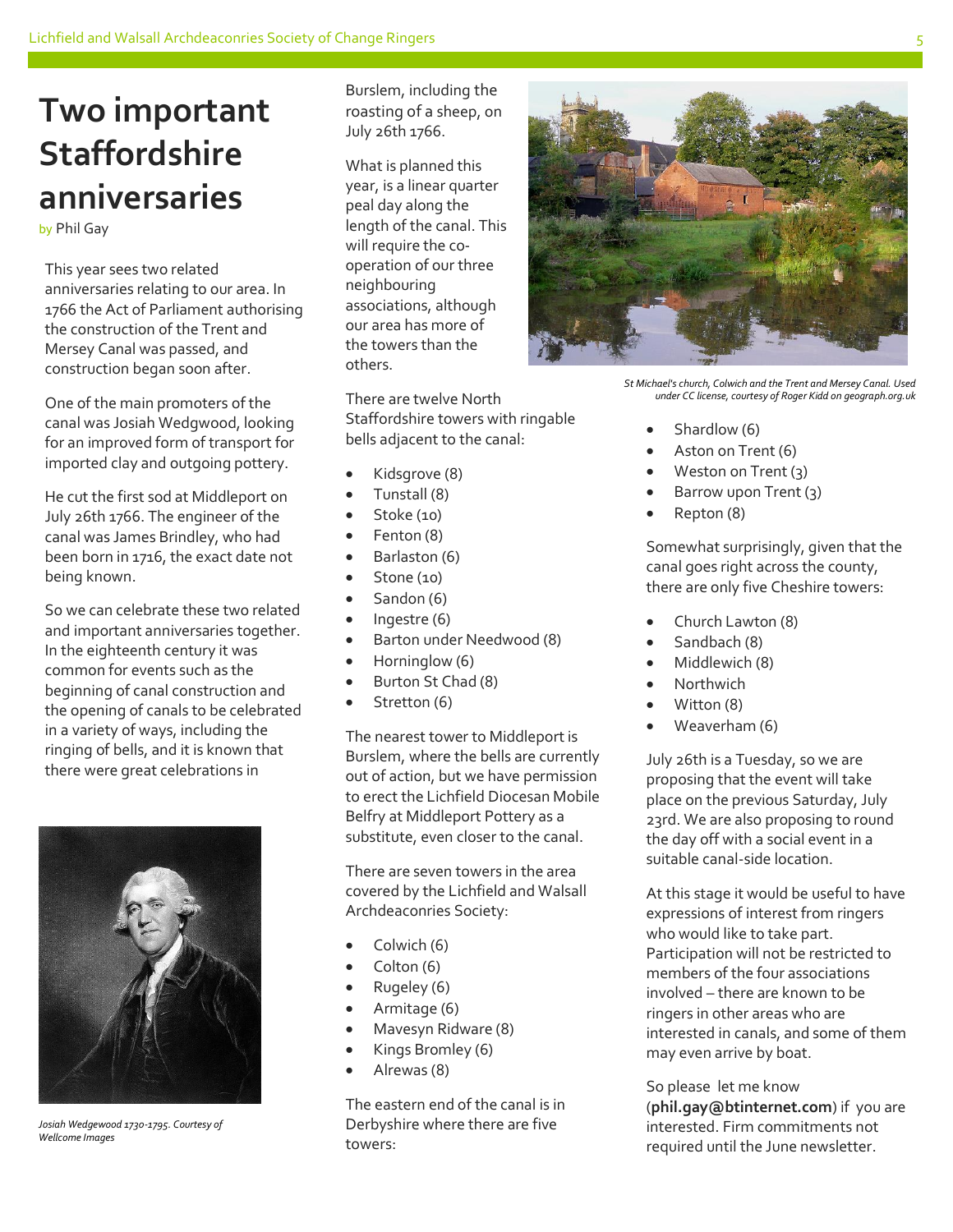# Two important Staffordshire anniversaries

by Phil Gay

This year sees two related anniversaries relating to our area. In 1766 the Act of Parliament authorising the construction of the Trent and Mersey Canal was passed, and construction began soon after.

One of the main promoters of the canal was Josiah Wedgwood, looking for an improved form of transport for imported clay and outgoing pottery.

He cut the first sod at Middleport on July 26th 1766. The engineer of the canal was James Brindley, who had been born in 1716, the exact date not being known.

So we can celebrate these two related and important anniversaries together. In the eighteenth century it was common for events such as the beginning of canal construction and the opening of canals to be celebrated in a variety of ways, including the ringing of bells, and it is known that there were great celebrations in Burslem, including the roasting of a sheep, on July 26th 1766.

*Josiah Wedgewood 1730-1795. Courtesy of Wellcome Images*

What is planned this year, is a linear quarter peal day along the length of the canal. This will require the co-operation of our three neighbouring associations, although our area has more of the towers than the others.

*St Michael's church, Colwich and the Trent and Mersey Canal. Used under CC license, courtesy of Roger Kidd on geograph.org.uk*

There are twelve North Staffordshire towers with ringable bells adjacent to the canal:

- Kidsgrove (8)
- Tunstall (8)
- Stoke (10)
- Fenton (8)
- Barlaston (6)
- Stone (10)
- Sandon (6)
- Ingestre (6)
- Barton under Needwood (8)
- Horninglow (6)
- Burton St Chad (8)
- Stretton (6)

The nearest tower to Middleport is Burslem, where the bells are currently out of action, but we have permission to erect the Lichfield Diocesan Mobile Belfry at Middleport Pottery as a substitute, even closer to the canal.

There are seven towers in the area covered by the Lichfield and Walsall Archdeaconries Society:

- Colwich (6)
- Colton (6)
- Rugeley (6)
- Armitage (6)
- Mavesyn Ridware (8)
- Kings Bromley (6)
- Alrewas (8)

The eastern end of the canal is in Derbyshire where there are five towers:

- Shardlow (6)
- Aston on Trent (6)
- Weston on Trent (3)
- Barrow upon Trent (3)
- Repton (8)

Somewhat surprisingly, given that the canal goes right across the county, there are only five Cheshire towers:

- Church Lawton (8)
- Sandbach (8)
- Middlewich (8)
- Northwich
- Witton (8)
- Weaverham (6)

July 26th is a Tuesday, so we are proposing that the event will take place on the previous Saturday, July 23rd. We are also proposing to round the day off with a social event in a suitable canal-side location.

At this stage it would be useful to have expressions of interest from ringers who would like to take part. Participation will not be restricted to members of the four associations involved – there are known to be ringers in other areas who are interested in canals, and some of them may even arrive by boat.

So please let me know (**phil.gay@btinternet.com**) if you are interested. Firm commitments not required until the June newsletter.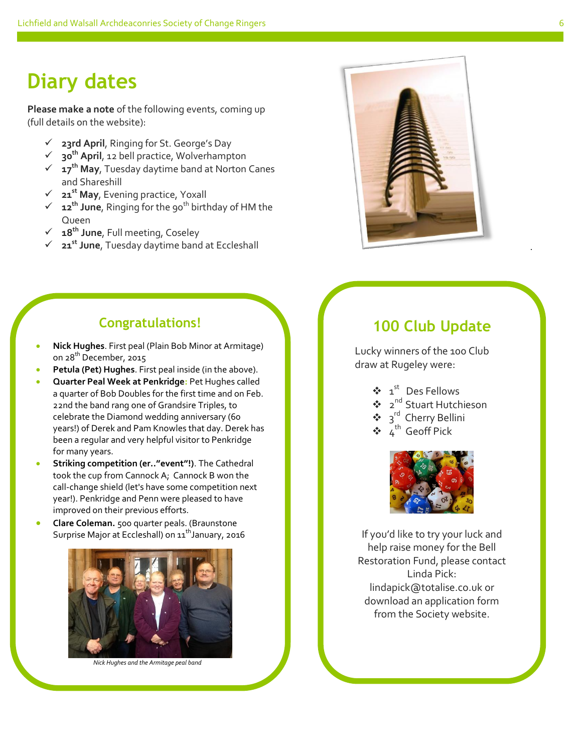# Diary dates

**Please make a note** of the following events, coming up (full details on the website):

- ✓ **23rd April**, Ringing for St. George's Day
- ✓ **30th April**, 12 bell practice, Wolverhampton
- ✓ **17th May**, Tuesday daytime band at Norton Canes and Shareshill
- ✓ **21st May**, Evening practice, Yoxall
- ✓ **12th June**, Ringing for the 90th birthday of HM the Queen
- ✓ **18th June**, Full meeting, Coseley
- ✓ **21st June**, Tuesday daytime band at Eccleshall

## Congratulations!

- **Nick Hughes**. First peal (Plain Bob Minor at Armitage) on 28th December, 2015
- **Petula (Pet) Hughes**. First peal inside (in the above).
- **Quarter Peal Week at Penkridge**: Pet Hughes called a quarter of Bob Doubles for the first time and on Feb. 22nd the band rang one of Grandsire Triples, to celebrate the Diamond wedding anniversary (60 years!) of Derek and Pam Knowles that day. Derek has been a regular and very helpful visitor to Penkridge for many years.
- **Striking competition (er.."event"!)**. The Cathedral took the cup from Cannock A; Cannock B won the call-change shield (let's have some competition next year!). Penkridge and Penn were pleased to have improved on their previous efforts.
- **Clare Coleman.** 500 quarter peals. (Braunstone Surprise Major at Eccleshall) on 11th January, 2016

*Nick Hughes and the Armitage peal band*

## 100 Club Update

Lucky winners of the 100 Club draw at Rugeley were:

- 1st Des Fellows
- 2nd Stuart Hutchieson
- 3rd Cherry Bellini
- 4th Geoff Pick

If you'd like to try your luck and help raise money for the Bell Restoration Fund, please contact Linda Pick: lindapick@totalise.co.uk or download an application form from the Society website.